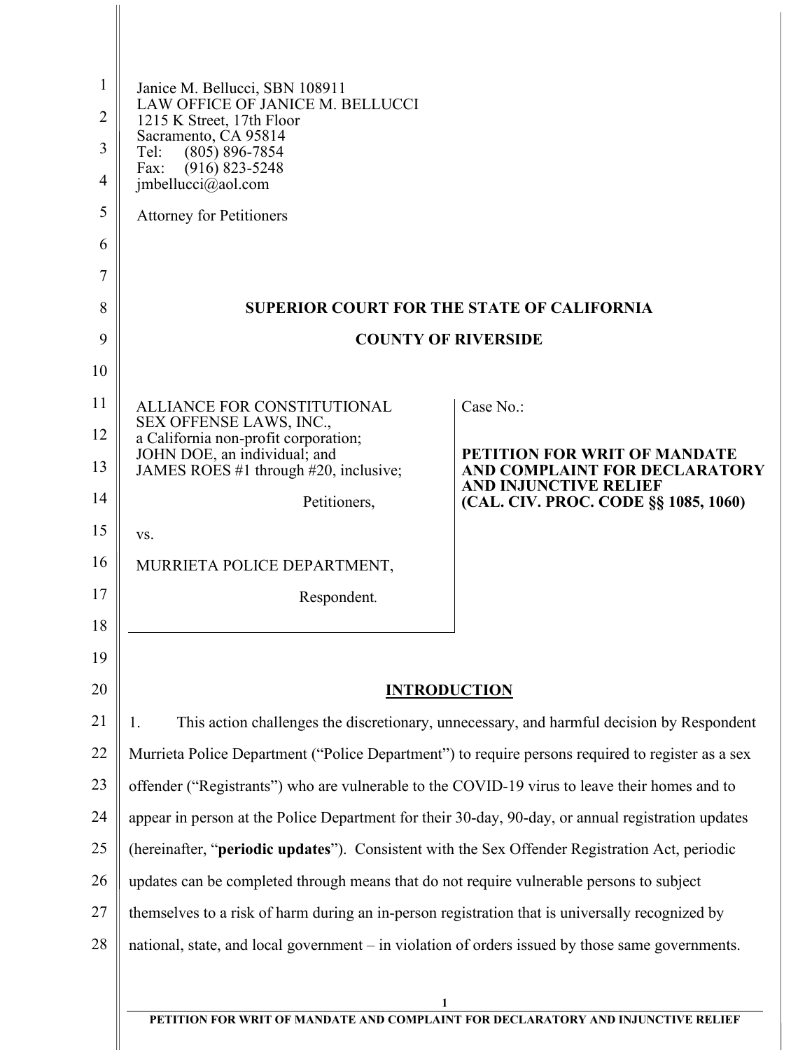Janice M. Bellucci, SBN 108911
LAW OFFICE OF JANICE M. BELLUCCI
1215 K Street, 17th Floor
Sacramento, CA 95814
Tel: (805) 896-7854
Fax: (916) 823-5248
jmbellucci@aol.com

Attorney for Petitioners

**SUPERIOR COURT FOR THE STATE OF CALIFORNIA**

**COUNTY OF RIVERSIDE**

| | |
|---|---|
| ALLIANCE FOR CONSTITUTIONAL SEX OFFENSE LAWS, INC., a California non-profit corporation; JOHN DOE, an individual; and JAMES ROES #1 through #20, inclusive;<br><br>Petitioners,<br><br>vs.<br><br>MURRIETA POLICE DEPARTMENT,<br><br>Respondent. | Case No.:<br><br>**PETITION FOR WRIT OF MANDATE AND COMPLAINT FOR DECLARATORY AND INJUNCTIVE RELIEF (CAL. CIV. PROC. CODE §§ 1085, 1060)** |

## INTRODUCTION

1. This action challenges the discretionary, unnecessary, and harmful decision by Respondent Murrieta Police Department ("Police Department") to require persons required to register as a sex offender ("Registrants") who are vulnerable to the COVID-19 virus to leave their homes and to appear in person at the Police Department for their 30-day, 90-day, or annual registration updates (hereinafter, "**periodic updates**"). Consistent with the Sex Offender Registration Act, periodic updates can be completed through means that do not require vulnerable persons to subject themselves to a risk of harm during an in-person registration that is universally recognized by national, state, and local government – in violation of orders issued by those same governments.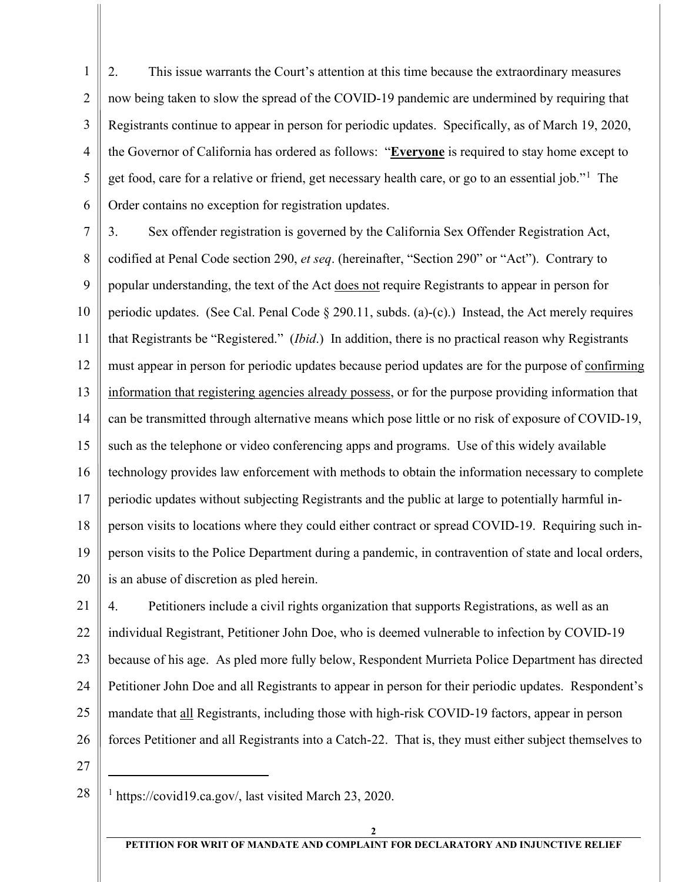2. This issue warrants the Court's attention at this time because the extraordinary measures now being taken to slow the spread of the COVID-19 pandemic are undermined by requiring that Registrants continue to appear in person for periodic updates. Specifically, as of March 19, 2020, the Governor of California has ordered as follows: "**Everyone** is required to stay home except to get food, care for a relative or friend, get necessary health care, or go to an essential job."[1] The Order contains no exception for registration updates.

3. Sex offender registration is governed by the California Sex Offender Registration Act, codified at Penal Code section 290, *et seq*. (hereinafter, "Section 290" or "Act"). Contrary to popular understanding, the text of the Act does not require Registrants to appear in person for periodic updates. (See Cal. Penal Code § 290.11, subds. (a)-(c).) Instead, the Act merely requires that Registrants be "Registered." (*Ibid*.) In addition, there is no practical reason why Registrants must appear in person for periodic updates because period updates are for the purpose of confirming information that registering agencies already possess, or for the purpose providing information that can be transmitted through alternative means which pose little or no risk of exposure of COVID-19, such as the telephone or video conferencing apps and programs. Use of this widely available technology provides law enforcement with methods to obtain the information necessary to complete periodic updates without subjecting Registrants and the public at large to potentially harmful in-person visits to locations where they could either contract or spread COVID-19. Requiring such in-person visits to the Police Department during a pandemic, in contravention of state and local orders, is an abuse of discretion as pled herein.

4. Petitioners include a civil rights organization that supports Registrations, as well as an individual Registrant, Petitioner John Doe, who is deemed vulnerable to infection by COVID-19 because of his age. As pled more fully below, Respondent Murrieta Police Department has directed Petitioner John Doe and all Registrants to appear in person for their periodic updates. Respondent's mandate that all Registrants, including those with high-risk COVID-19 factors, appear in person forces Petitioner and all Registrants into a Catch-22. That is, they must either subject themselves to

---

[1] https://covid19.ca.gov/, last visited March 23, 2020.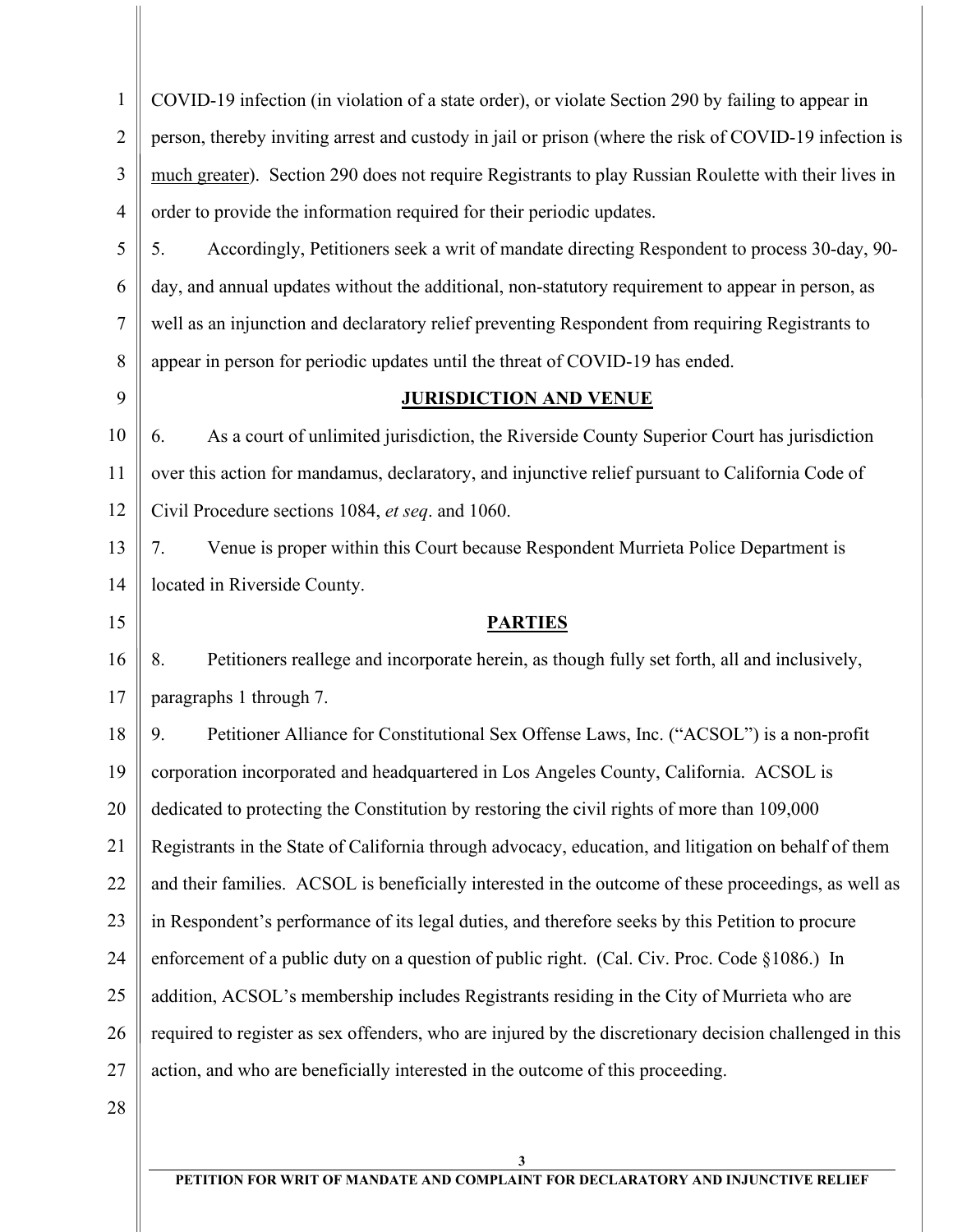COVID-19 infection (in violation of a state order), or violate Section 290 by failing to appear in person, thereby inviting arrest and custody in jail or prison (where the risk of COVID-19 infection is much greater). Section 290 does not require Registrants to play Russian Roulette with their lives in order to provide the information required for their periodic updates.

5. Accordingly, Petitioners seek a writ of mandate directing Respondent to process 30-day, 90-day, and annual updates without the additional, non-statutory requirement to appear in person, as well as an injunction and declaratory relief preventing Respondent from requiring Registrants to appear in person for periodic updates until the threat of COVID-19 has ended.

## JURISDICTION AND VENUE

6. As a court of unlimited jurisdiction, the Riverside County Superior Court has jurisdiction over this action for mandamus, declaratory, and injunctive relief pursuant to California Code of Civil Procedure sections 1084, *et seq*. and 1060.

7. Venue is proper within this Court because Respondent Murrieta Police Department is located in Riverside County.

## PARTIES

8. Petitioners reallege and incorporate herein, as though fully set forth, all and inclusively, paragraphs 1 through 7.

9. Petitioner Alliance for Constitutional Sex Offense Laws, Inc. ("ACSOL") is a non-profit corporation incorporated and headquartered in Los Angeles County, California. ACSOL is dedicated to protecting the Constitution by restoring the civil rights of more than 109,000 Registrants in the State of California through advocacy, education, and litigation on behalf of them and their families. ACSOL is beneficially interested in the outcome of these proceedings, as well as in Respondent's performance of its legal duties, and therefore seeks by this Petition to procure enforcement of a public duty on a question of public right. (Cal. Civ. Proc. Code §1086.) In addition, ACSOL's membership includes Registrants residing in the City of Murrieta who are required to register as sex offenders, who are injured by the discretionary decision challenged in this action, and who are beneficially interested in the outcome of this proceeding.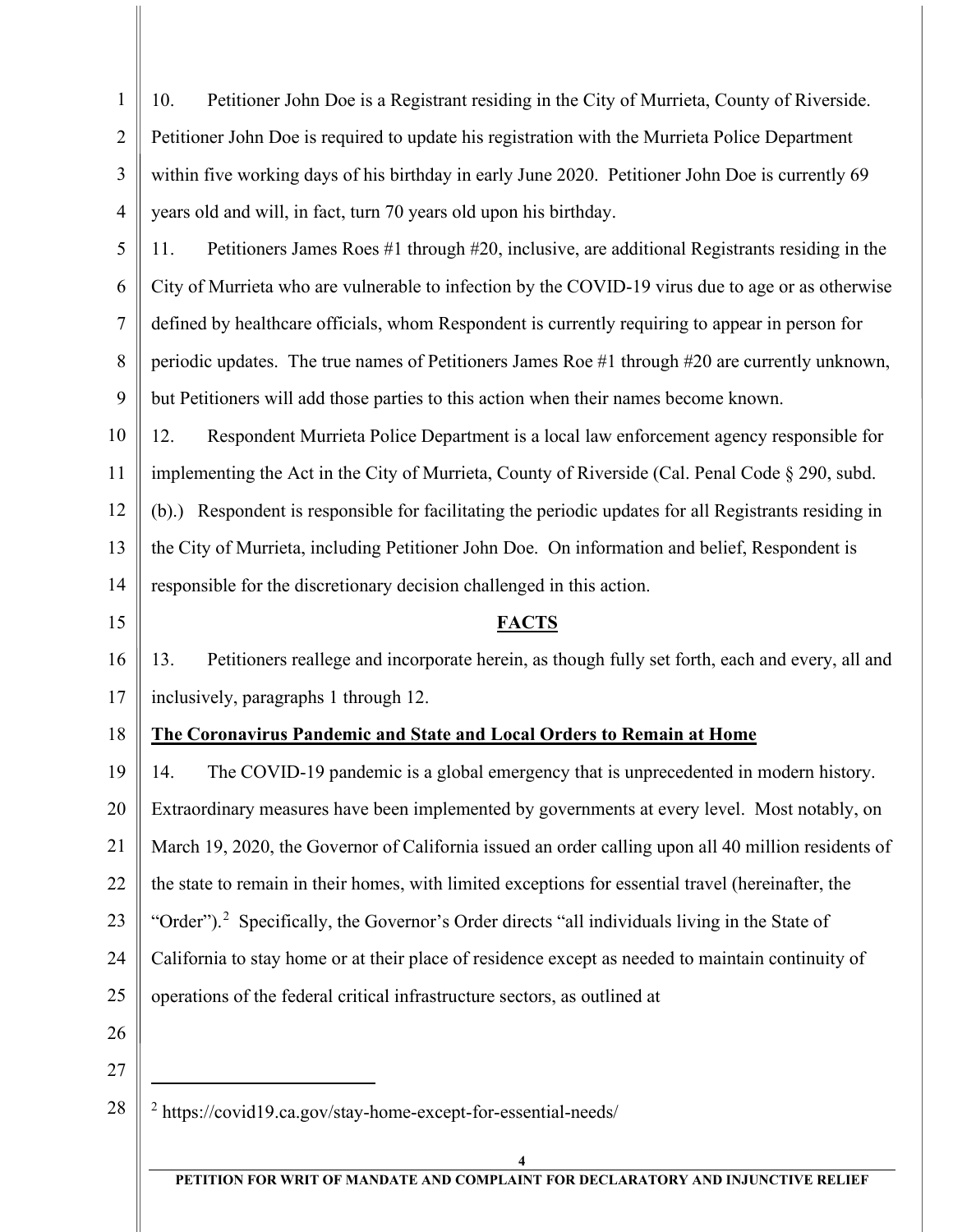10. Petitioner John Doe is a Registrant residing in the City of Murrieta, County of Riverside. Petitioner John Doe is required to update his registration with the Murrieta Police Department within five working days of his birthday in early June 2020. Petitioner John Doe is currently 69 years old and will, in fact, turn 70 years old upon his birthday.

11. Petitioners James Roes #1 through #20, inclusive, are additional Registrants residing in the City of Murrieta who are vulnerable to infection by the COVID-19 virus due to age or as otherwise defined by healthcare officials, whom Respondent is currently requiring to appear in person for periodic updates. The true names of Petitioners James Roe #1 through #20 are currently unknown, but Petitioners will add those parties to this action when their names become known.

12. Respondent Murrieta Police Department is a local law enforcement agency responsible for implementing the Act in the City of Murrieta, County of Riverside (Cal. Penal Code § 290, subd. (b).) Respondent is responsible for facilitating the periodic updates for all Registrants residing in the City of Murrieta, including Petitioner John Doe. On information and belief, Respondent is responsible for the discretionary decision challenged in this action.

## FACTS

13. Petitioners reallege and incorporate herein, as though fully set forth, each and every, all and inclusively, paragraphs 1 through 12.

### The Coronavirus Pandemic and State and Local Orders to Remain at Home

14. The COVID-19 pandemic is a global emergency that is unprecedented in modern history. Extraordinary measures have been implemented by governments at every level. Most notably, on March 19, 2020, the Governor of California issued an order calling upon all 40 million residents of the state to remain in their homes, with limited exceptions for essential travel (hereinafter, the "Order").[2] Specifically, the Governor's Order directs "all individuals living in the State of California to stay home or at their place of residence except as needed to maintain continuity of operations of the federal critical infrastructure sectors, as outlined at

[2] https://covid19.ca.gov/stay-home-except-for-essential-needs/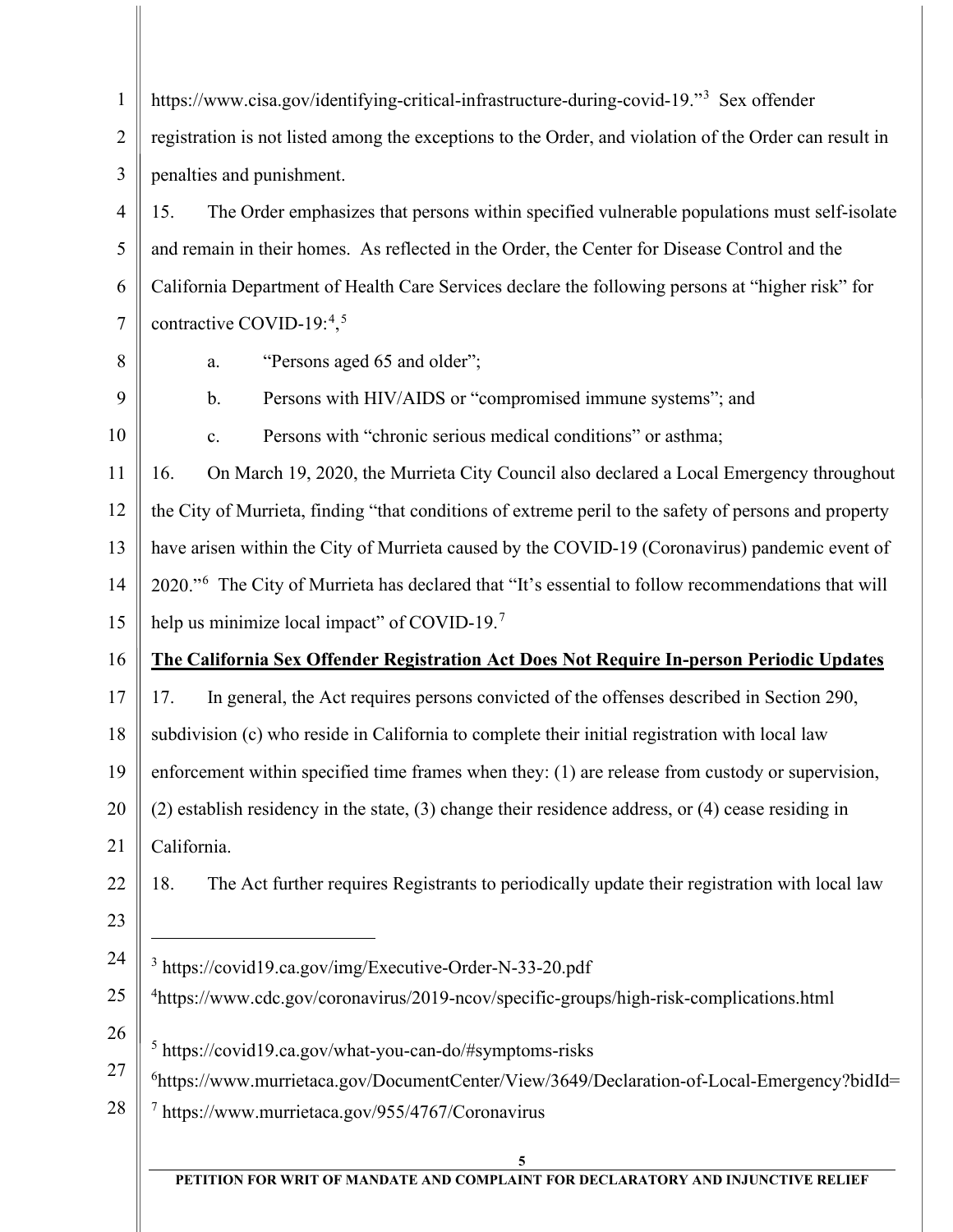https://www.cisa.gov/identifying-critical-infrastructure-during-covid-19."[3] Sex offender registration is not listed among the exceptions to the Order, and violation of the Order can result in penalties and punishment.

15. The Order emphasizes that persons within specified vulnerable populations must self-isolate and remain in their homes. As reflected in the Order, the Center for Disease Control and the California Department of Health Care Services declare the following persons at "higher risk" for contractive COVID-19:[4],[5]

  a. "Persons aged 65 and older";

  b. Persons with HIV/AIDS or "compromised immune systems"; and

  c. Persons with "chronic serious medical conditions" or asthma;

16. On March 19, 2020, the Murrieta City Council also declared a Local Emergency throughout the City of Murrieta, finding "that conditions of extreme peril to the safety of persons and property have arisen within the City of Murrieta caused by the COVID-19 (Coronavirus) pandemic event of 2020."[6] The City of Murrieta has declared that "It's essential to follow recommendations that will help us minimize local impact" of COVID-19.[7]

**<u>The California Sex Offender Registration Act Does Not Require In-person Periodic Updates</u>**

17. In general, the Act requires persons convicted of the offenses described in Section 290, subdivision (c) who reside in California to complete their initial registration with local law enforcement within specified time frames when they: (1) are release from custody or supervision, (2) establish residency in the state, (3) change their residence address, or (4) cease residing in California.

18. The Act further requires Registrants to periodically update their registration with local law

---

[3] https://covid19.ca.gov/img/Executive-Order-N-33-20.pdf

[4] https://www.cdc.gov/coronavirus/2019-ncov/specific-groups/high-risk-complications.html

[5] https://covid19.ca.gov/what-you-can-do/#symptoms-risks

[6] https://www.murrietaca.gov/DocumentCenter/View/3649/Declaration-of-Local-Emergency?bidId=

[7] https://www.murrietaca.gov/955/4767/Coronavirus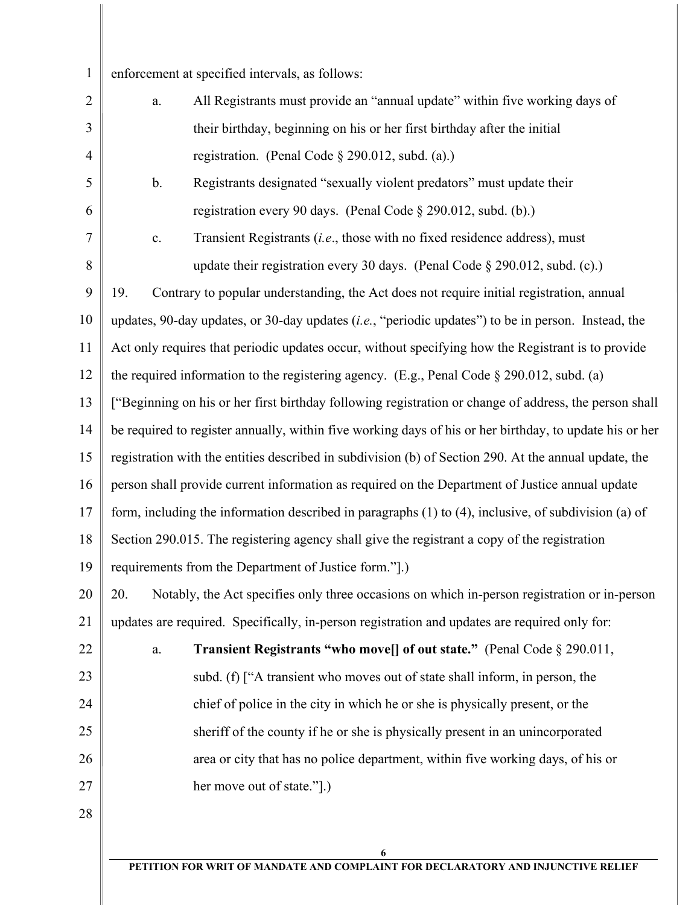enforcement at specified intervals, as follows:

a. All Registrants must provide an "annual update" within five working days of their birthday, beginning on his or her first birthday after the initial registration. (Penal Code § 290.012, subd. (a).)

b. Registrants designated "sexually violent predators" must update their registration every 90 days. (Penal Code § 290.012, subd. (b).)

c. Transient Registrants (*i.e*., those with no fixed residence address), must update their registration every 30 days. (Penal Code § 290.012, subd. (c).)

19. Contrary to popular understanding, the Act does not require initial registration, annual updates, 90-day updates, or 30-day updates (*i.e.*, "periodic updates") to be in person. Instead, the Act only requires that periodic updates occur, without specifying how the Registrant is to provide the required information to the registering agency. (E.g., Penal Code § 290.012, subd. (a) ["Beginning on his or her first birthday following registration or change of address, the person shall be required to register annually, within five working days of his or her birthday, to update his or her registration with the entities described in subdivision (b) of Section 290. At the annual update, the person shall provide current information as required on the Department of Justice annual update form, including the information described in paragraphs (1) to (4), inclusive, of subdivision (a) of Section 290.015. The registering agency shall give the registrant a copy of the registration requirements from the Department of Justice form."].)

20. Notably, the Act specifies only three occasions on which in-person registration or in-person updates are required. Specifically, in-person registration and updates are required only for:

a. **Transient Registrants "who move[] of out state."** (Penal Code § 290.011, subd. (f) ["A transient who moves out of state shall inform, in person, the chief of police in the city in which he or she is physically present, or the sheriff of the county if he or she is physically present in an unincorporated area or city that has no police department, within five working days, of his or her move out of state."].)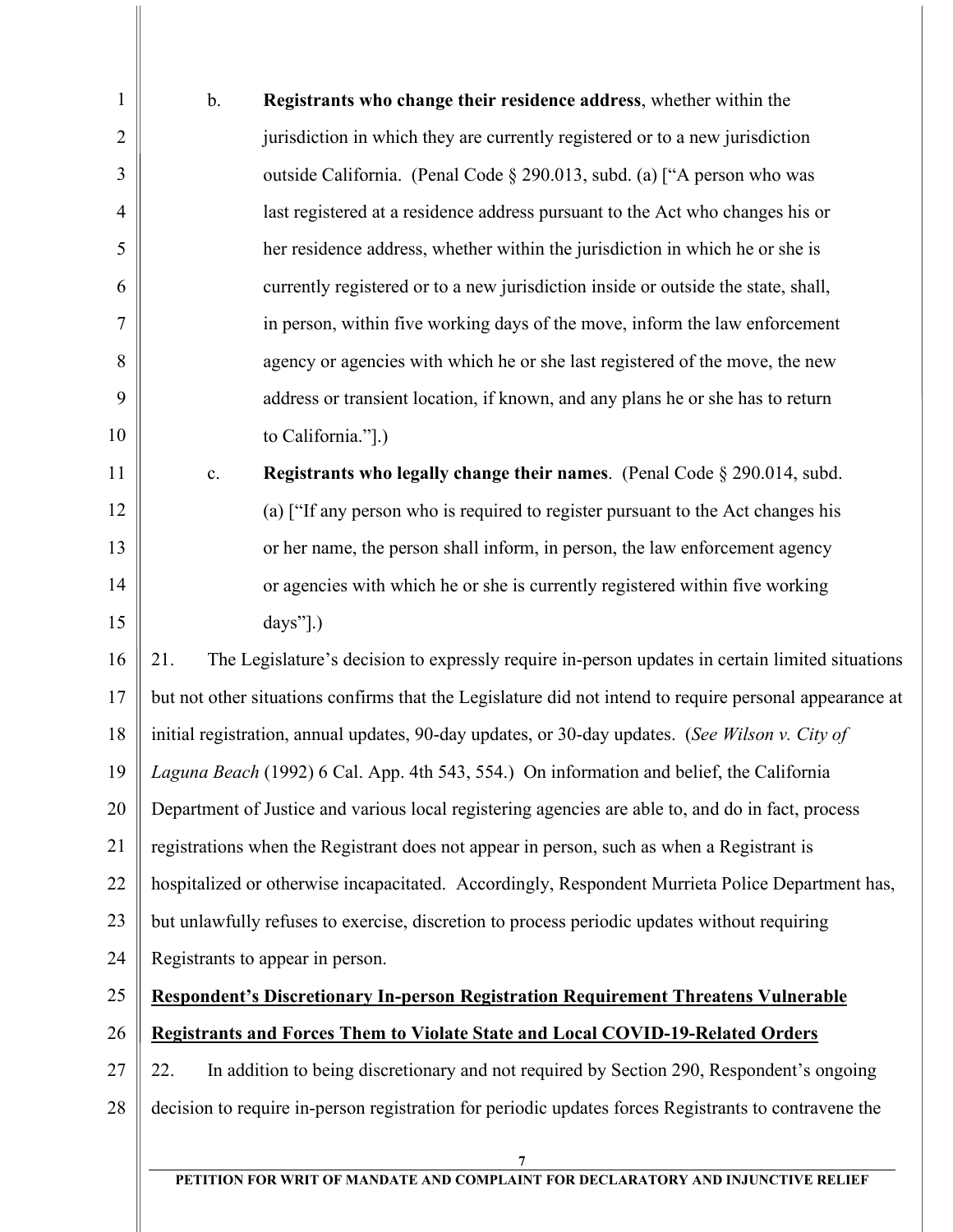b. **Registrants who change their residence address**, whether within the jurisdiction in which they are currently registered or to a new jurisdiction outside California. (Penal Code § 290.013, subd. (a) ["A person who was last registered at a residence address pursuant to the Act who changes his or her residence address, whether within the jurisdiction in which he or she is currently registered or to a new jurisdiction inside or outside the state, shall, in person, within five working days of the move, inform the law enforcement agency or agencies with which he or she last registered of the move, the new address or transient location, if known, and any plans he or she has to return to California."].)

c. **Registrants who legally change their names**. (Penal Code § 290.014, subd. (a) ["If any person who is required to register pursuant to the Act changes his or her name, the person shall inform, in person, the law enforcement agency or agencies with which he or she is currently registered within five working days"].)

21. The Legislature's decision to expressly require in-person updates in certain limited situations but not other situations confirms that the Legislature did not intend to require personal appearance at initial registration, annual updates, 90-day updates, or 30-day updates. (*See Wilson v. City of Laguna Beach* (1992) 6 Cal. App. 4th 543, 554.) On information and belief, the California Department of Justice and various local registering agencies are able to, and do in fact, process registrations when the Registrant does not appear in person, such as when a Registrant is hospitalized or otherwise incapacitated. Accordingly, Respondent Murrieta Police Department has, but unlawfully refuses to exercise, discretion to process periodic updates without requiring Registrants to appear in person.

**<u>Respondent's Discretionary In-person Registration Requirement Threatens Vulnerable Registrants and Forces Them to Violate State and Local COVID-19-Related Orders</u>**

22. In addition to being discretionary and not required by Section 290, Respondent's ongoing decision to require in-person registration for periodic updates forces Registrants to contravene the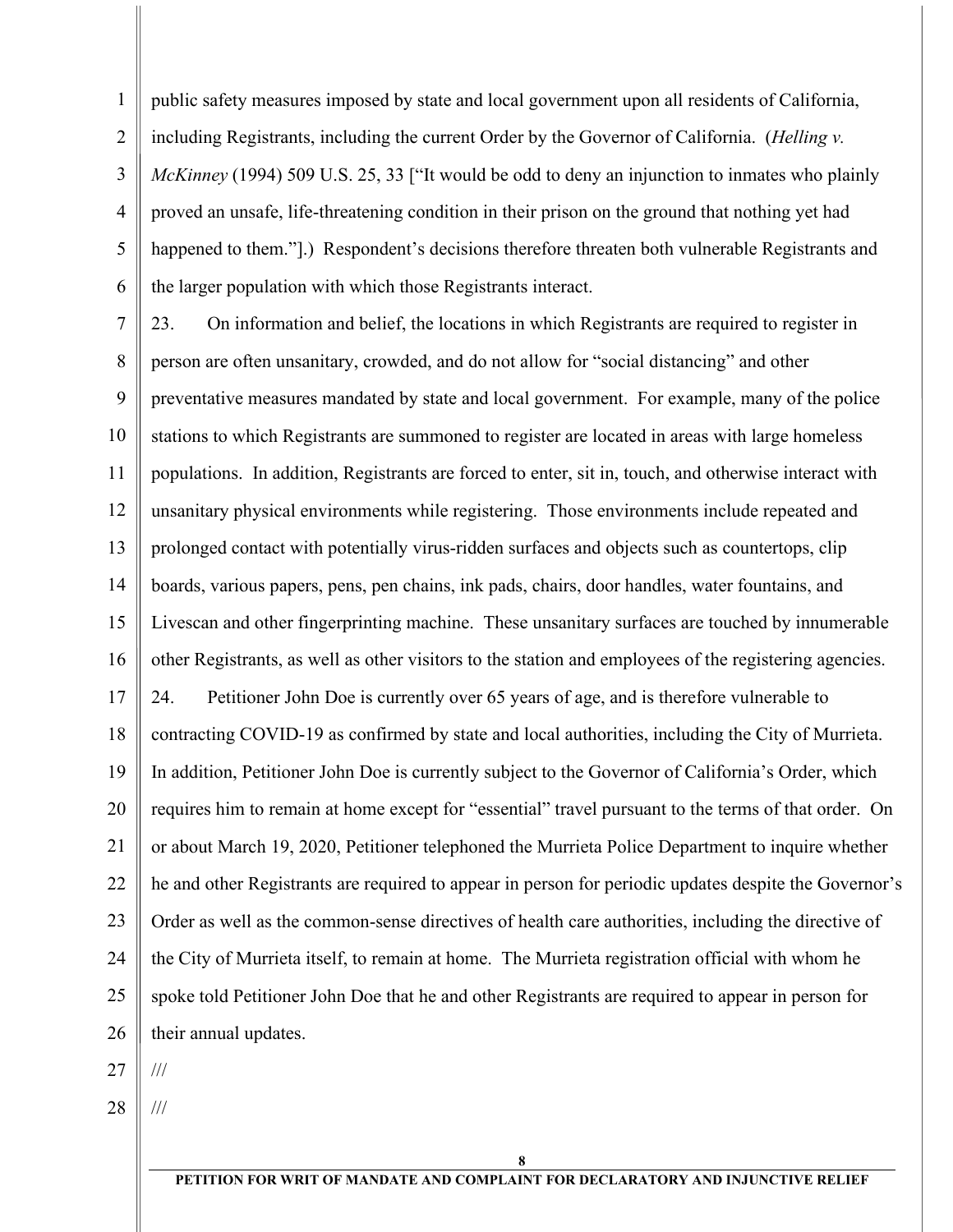public safety measures imposed by state and local government upon all residents of California, including Registrants, including the current Order by the Governor of California. (*Helling v. McKinney* (1994) 509 U.S. 25, 33 ["It would be odd to deny an injunction to inmates who plainly proved an unsafe, life-threatening condition in their prison on the ground that nothing yet had happened to them."].) Respondent's decisions therefore threaten both vulnerable Registrants and the larger population with which those Registrants interact.

23. On information and belief, the locations in which Registrants are required to register in person are often unsanitary, crowded, and do not allow for "social distancing" and other preventative measures mandated by state and local government. For example, many of the police stations to which Registrants are summoned to register are located in areas with large homeless populations. In addition, Registrants are forced to enter, sit in, touch, and otherwise interact with unsanitary physical environments while registering. Those environments include repeated and prolonged contact with potentially virus-ridden surfaces and objects such as countertops, clip boards, various papers, pens, pen chains, ink pads, chairs, door handles, water fountains, and Livescan and other fingerprinting machine. These unsanitary surfaces are touched by innumerable other Registrants, as well as other visitors to the station and employees of the registering agencies.

24. Petitioner John Doe is currently over 65 years of age, and is therefore vulnerable to contracting COVID-19 as confirmed by state and local authorities, including the City of Murrieta. In addition, Petitioner John Doe is currently subject to the Governor of California's Order, which requires him to remain at home except for "essential" travel pursuant to the terms of that order. On or about March 19, 2020, Petitioner telephoned the Murrieta Police Department to inquire whether he and other Registrants are required to appear in person for periodic updates despite the Governor's Order as well as the common-sense directives of health care authorities, including the directive of the City of Murrieta itself, to remain at home. The Murrieta registration official with whom he spoke told Petitioner John Doe that he and other Registrants are required to appear in person for their annual updates.

///

///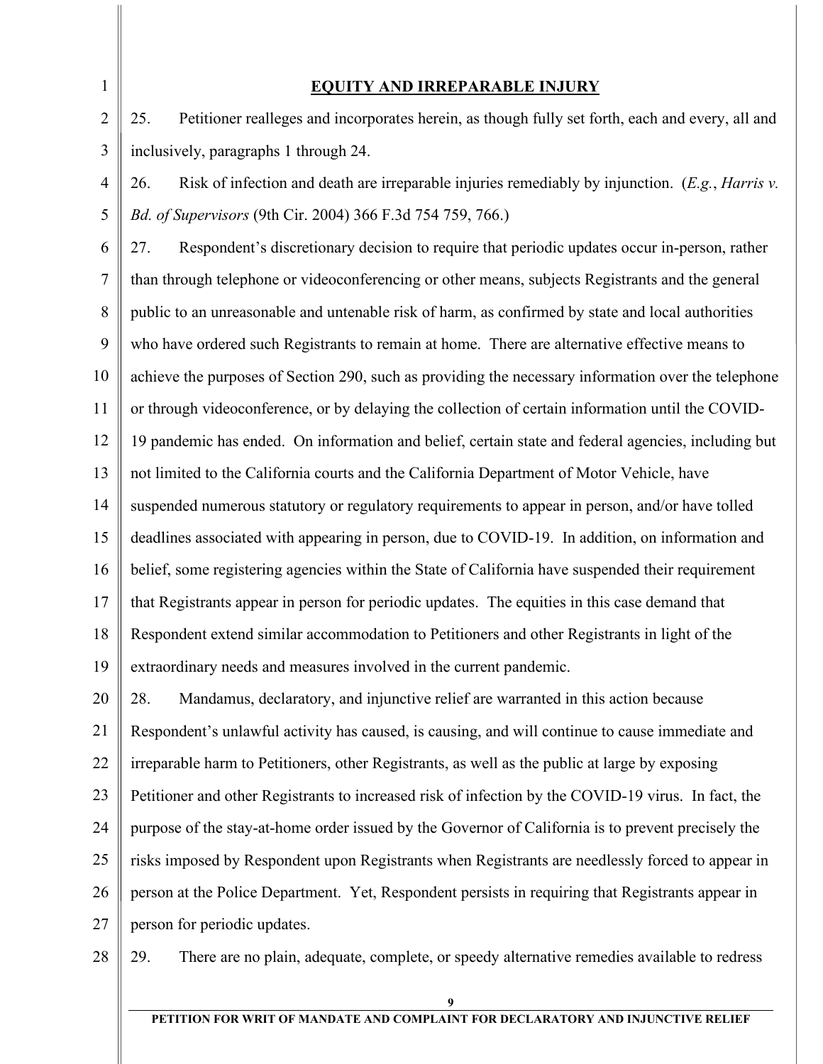## EQUITY AND IRREPARABLE INJURY

25. Petitioner realleges and incorporates herein, as though fully set forth, each and every, all and inclusively, paragraphs 1 through 24.

26. Risk of infection and death are irreparable injuries remediably by injunction. (*E.g.*, *Harris v. Bd. of Supervisors* (9th Cir. 2004) 366 F.3d 754 759, 766.)

27. Respondent's discretionary decision to require that periodic updates occur in-person, rather than through telephone or videoconferencing or other means, subjects Registrants and the general public to an unreasonable and untenable risk of harm, as confirmed by state and local authorities who have ordered such Registrants to remain at home. There are alternative effective means to achieve the purposes of Section 290, such as providing the necessary information over the telephone or through videoconference, or by delaying the collection of certain information until the COVID-19 pandemic has ended. On information and belief, certain state and federal agencies, including but not limited to the California courts and the California Department of Motor Vehicle, have suspended numerous statutory or regulatory requirements to appear in person, and/or have tolled deadlines associated with appearing in person, due to COVID-19. In addition, on information and belief, some registering agencies within the State of California have suspended their requirement that Registrants appear in person for periodic updates. The equities in this case demand that Respondent extend similar accommodation to Petitioners and other Registrants in light of the extraordinary needs and measures involved in the current pandemic.

28. Mandamus, declaratory, and injunctive relief are warranted in this action because Respondent's unlawful activity has caused, is causing, and will continue to cause immediate and irreparable harm to Petitioners, other Registrants, as well as the public at large by exposing Petitioner and other Registrants to increased risk of infection by the COVID-19 virus. In fact, the purpose of the stay-at-home order issued by the Governor of California is to prevent precisely the risks imposed by Respondent upon Registrants when Registrants are needlessly forced to appear in person at the Police Department. Yet, Respondent persists in requiring that Registrants appear in person for periodic updates.

29. There are no plain, adequate, complete, or speedy alternative remedies available to redress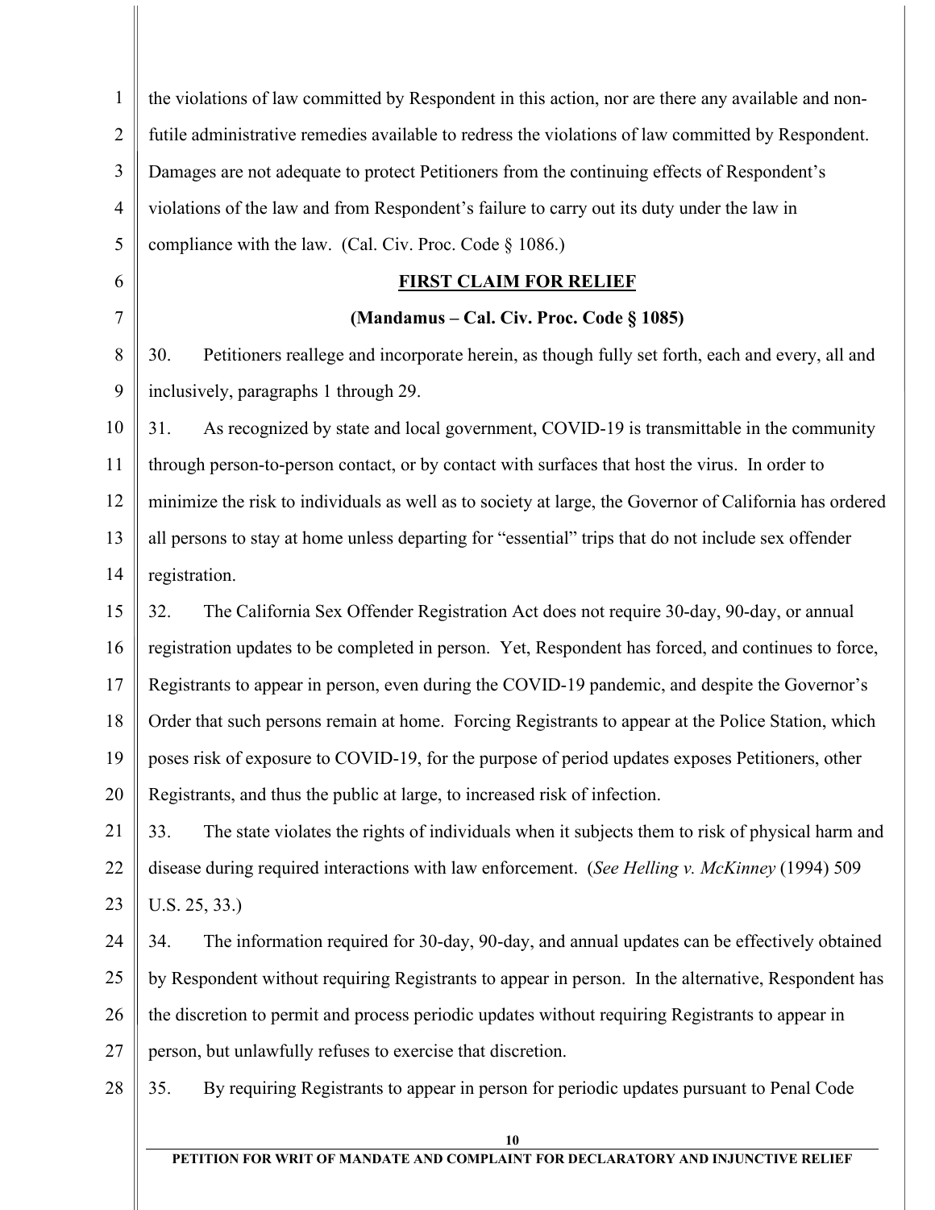the violations of law committed by Respondent in this action, nor are there any available and non-futile administrative remedies available to redress the violations of law committed by Respondent. Damages are not adequate to protect Petitioners from the continuing effects of Respondent's violations of the law and from Respondent's failure to carry out its duty under the law in compliance with the law. (Cal. Civ. Proc. Code § 1086.)

**FIRST CLAIM FOR RELIEF**

**(Mandamus – Cal. Civ. Proc. Code § 1085)**

30. Petitioners reallege and incorporate herein, as though fully set forth, each and every, all and inclusively, paragraphs 1 through 29.

31. As recognized by state and local government, COVID-19 is transmittable in the community through person-to-person contact, or by contact with surfaces that host the virus. In order to minimize the risk to individuals as well as to society at large, the Governor of California has ordered all persons to stay at home unless departing for "essential" trips that do not include sex offender registration.

32. The California Sex Offender Registration Act does not require 30-day, 90-day, or annual registration updates to be completed in person. Yet, Respondent has forced, and continues to force, Registrants to appear in person, even during the COVID-19 pandemic, and despite the Governor's Order that such persons remain at home. Forcing Registrants to appear at the Police Station, which poses risk of exposure to COVID-19, for the purpose of period updates exposes Petitioners, other Registrants, and thus the public at large, to increased risk of infection.

33. The state violates the rights of individuals when it subjects them to risk of physical harm and disease during required interactions with law enforcement. (*See Helling v. McKinney* (1994) 509 U.S. 25, 33.)

34. The information required for 30-day, 90-day, and annual updates can be effectively obtained by Respondent without requiring Registrants to appear in person. In the alternative, Respondent has the discretion to permit and process periodic updates without requiring Registrants to appear in person, but unlawfully refuses to exercise that discretion.

35. By requiring Registrants to appear in person for periodic updates pursuant to Penal Code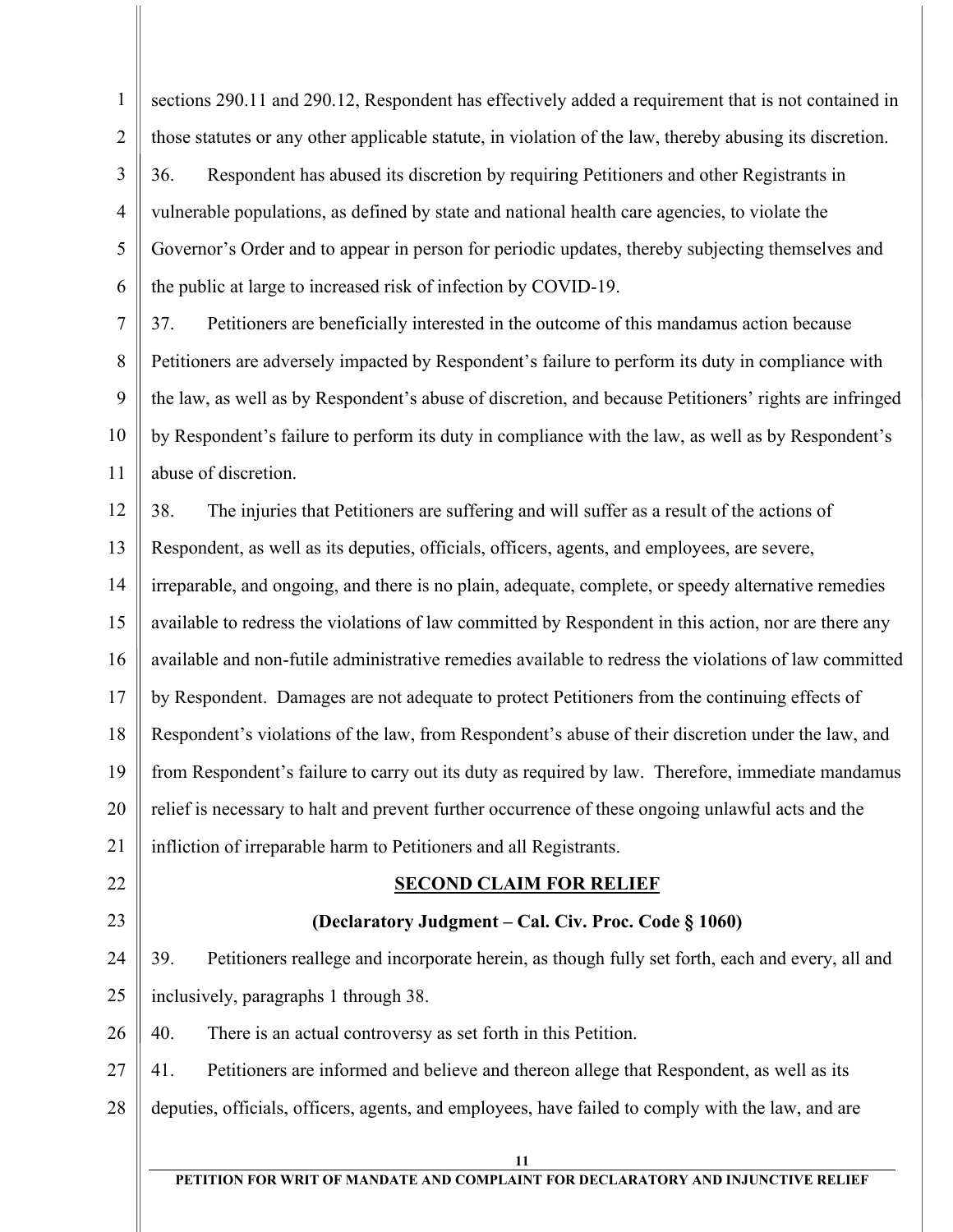sections 290.11 and 290.12, Respondent has effectively added a requirement that is not contained in those statutes or any other applicable statute, in violation of the law, thereby abusing its discretion.

36. Respondent has abused its discretion by requiring Petitioners and other Registrants in vulnerable populations, as defined by state and national health care agencies, to violate the Governor's Order and to appear in person for periodic updates, thereby subjecting themselves and the public at large to increased risk of infection by COVID-19.

37. Petitioners are beneficially interested in the outcome of this mandamus action because Petitioners are adversely impacted by Respondent's failure to perform its duty in compliance with the law, as well as by Respondent's abuse of discretion, and because Petitioners' rights are infringed by Respondent's failure to perform its duty in compliance with the law, as well as by Respondent's abuse of discretion.

38. The injuries that Petitioners are suffering and will suffer as a result of the actions of Respondent, as well as its deputies, officials, officers, agents, and employees, are severe, irreparable, and ongoing, and there is no plain, adequate, complete, or speedy alternative remedies available to redress the violations of law committed by Respondent in this action, nor are there any available and non-futile administrative remedies available to redress the violations of law committed by Respondent. Damages are not adequate to protect Petitioners from the continuing effects of Respondent's violations of the law, from Respondent's abuse of their discretion under the law, and from Respondent's failure to carry out its duty as required by law. Therefore, immediate mandamus relief is necessary to halt and prevent further occurrence of these ongoing unlawful acts and the infliction of irreparable harm to Petitioners and all Registrants.

## SECOND CLAIM FOR RELIEF

### (Declaratory Judgment – Cal. Civ. Proc. Code § 1060)

39. Petitioners reallege and incorporate herein, as though fully set forth, each and every, all and inclusively, paragraphs 1 through 38.

40. There is an actual controversy as set forth in this Petition.

41. Petitioners are informed and believe and thereon allege that Respondent, as well as its deputies, officials, officers, agents, and employees, have failed to comply with the law, and are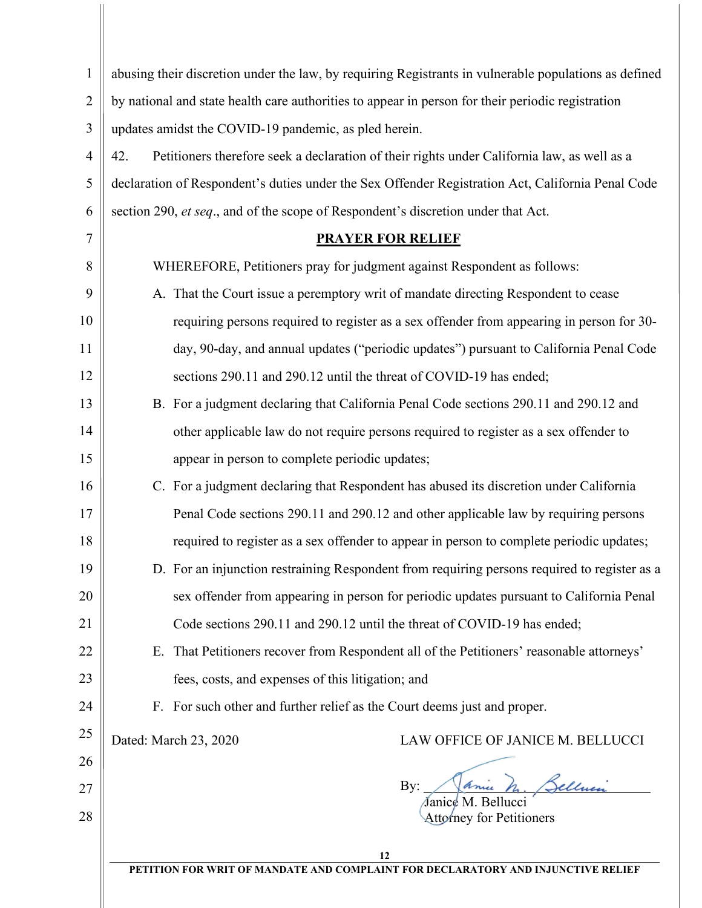abusing their discretion under the law, by requiring Registrants in vulnerable populations as defined by national and state health care authorities to appear in person for their periodic registration updates amidst the COVID-19 pandemic, as pled herein.

42. Petitioners therefore seek a declaration of their rights under California law, as well as a declaration of Respondent's duties under the Sex Offender Registration Act, California Penal Code section 290, *et seq*., and of the scope of Respondent's discretion under that Act.

## PRAYER FOR RELIEF

WHEREFORE, Petitioners pray for judgment against Respondent as follows:

A. That the Court issue a peremptory writ of mandate directing Respondent to cease requiring persons required to register as a sex offender from appearing in person for 30-day, 90-day, and annual updates ("periodic updates") pursuant to California Penal Code sections 290.11 and 290.12 until the threat of COVID-19 has ended;

B. For a judgment declaring that California Penal Code sections 290.11 and 290.12 and other applicable law do not require persons required to register as a sex offender to appear in person to complete periodic updates;

C. For a judgment declaring that Respondent has abused its discretion under California Penal Code sections 290.11 and 290.12 and other applicable law by requiring persons required to register as a sex offender to appear in person to complete periodic updates;

D. For an injunction restraining Respondent from requiring persons required to register as a sex offender from appearing in person for periodic updates pursuant to California Penal Code sections 290.11 and 290.12 until the threat of COVID-19 has ended;

E. That Petitioners recover from Respondent all of the Petitioners' reasonable attorneys' fees, costs, and expenses of this litigation; and

F. For such other and further relief as the Court deems just and proper.

Dated: March 23, 2020

LAW OFFICE OF JANICE M. BELLUCCI

By: Janice M. Bellucci

Janice M. Bellucci
Attorney for Petitioners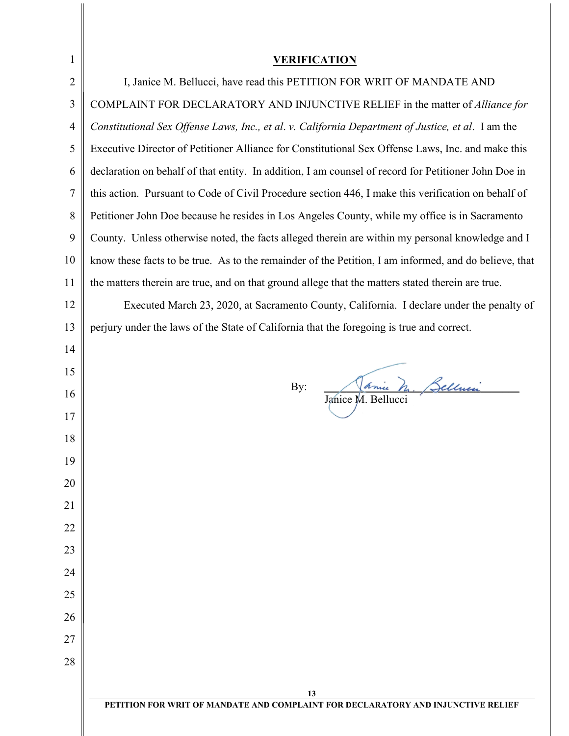**VERIFICATION**

I, Janice M. Bellucci, have read this PETITION FOR WRIT OF MANDATE AND COMPLAINT FOR DECLARATORY AND INJUNCTIVE RELIEF in the matter of *Alliance for Constitutional Sex Offense Laws, Inc., et al. v. California Department of Justice, et al*. I am the Executive Director of Petitioner Alliance for Constitutional Sex Offense Laws, Inc. and make this declaration on behalf of that entity. In addition, I am counsel of record for Petitioner John Doe in this action. Pursuant to Code of Civil Procedure section 446, I make this verification on behalf of Petitioner John Doe because he resides in Los Angeles County, while my office is in Sacramento County. Unless otherwise noted, the facts alleged therein are within my personal knowledge and I know these facts to be true. As to the remainder of the Petition, I am informed, and do believe, that the matters therein are true, and on that ground allege that the matters stated therein are true.

Executed March 23, 2020, at Sacramento County, California. I declare under the penalty of perjury under the laws of the State of California that the foregoing is true and correct.

By: ______________________________
Janice M. Bellucci